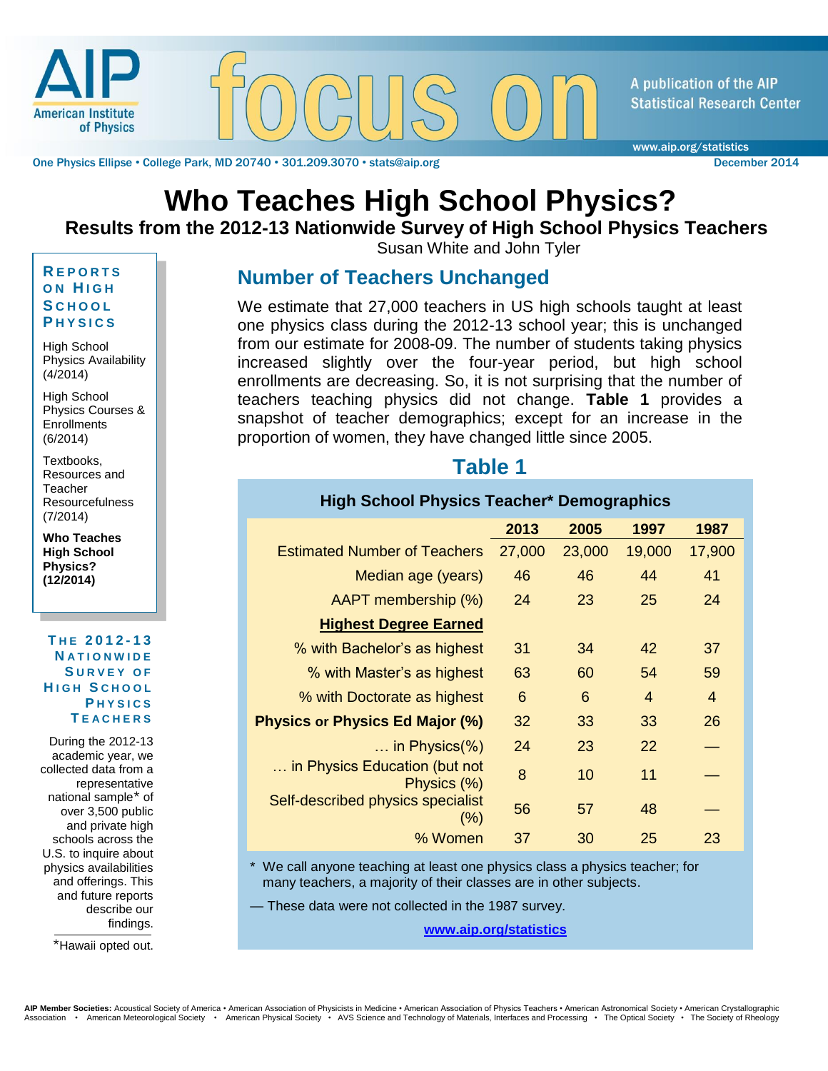# Who Teaches High School Physics?

## Results from the 2012-13 Nationwide Survey of High School Physics Teachers

Susan White and John Tyler

December 2014

A publication of the AIP Statistical Research Center

**REPORTS ON HIGH SCHOOL PHYSICS**

High School Physics Availability (4/2014)

High School Physics Courses & Enrollments (6/2014)

Textbooks, Resources and Teacher Resourcefulness (7/2014)

**Who Teaches High School Physics? (12/2014)**

**THE 2012-13 NATIONWIDE SURVEY OF HIGH SCHOOL PHYSICS TEACHERS**

During the 2012-13 academic year, we collected data from a representative national sample* of over 3,500 public and private high schools across the U.S. to inquire about physics availabilities and offerings. This and future reports describe our findings.

*Hawaii opted out.

## Number of Teachers Unchanged

We estimate that 27,000 teachers in US high schools taught at least one physics class during the 2012-13 school year; this is unchanged from our estimate for 2008-09. The number of students taking physics increased slightly over the four-year period, but high school enrollments are decreasing. So, it is not surprising that the number of teachers teaching physics did not change. **Table 1** provides a snapshot of teacher demographics; except for an increase in the proportion of women, they have changed little since 2005.

### Table 1

**High School Physics Teacher* Demographics**

| | 2013 | 2005 | 1997 | 1987 |
|---|---|---|---|---|
| Estimated Number of Teachers | 27,000 | 23,000 | 19,000 | 17,900 |
| Median age (years) | 46 | 46 | 44 | 41 |
| AAPT membership (%) | 24 | 23 | 25 | 24 |
| **Highest Degree Earned** | | | | |
| % with Bachelor's as highest | 31 | 34 | 42 | 37 |
| % with Master's as highest | 63 | 60 | 54 | 59 |
| % with Doctorate as highest | 6 | 6 | 4 | 4 |
| **Physics or Physics Ed Major (%)** | 32 | 33 | 33 | 26 |
| … in Physics(%) | 24 | 23 | 22 | — |
| … in Physics Education (but not Physics (%) | 8 | 10 | 11 | — |
| Self-described physics specialist (%) | 56 | 57 | 48 | — |
| % Women | 37 | 30 | 25 | 23 |

\* We call anyone teaching at least one physics class a physics teacher; for many teachers, a majority of their classes are in other subjects.

— These data were not collected in the 1987 survey.

www.aip.org/statistics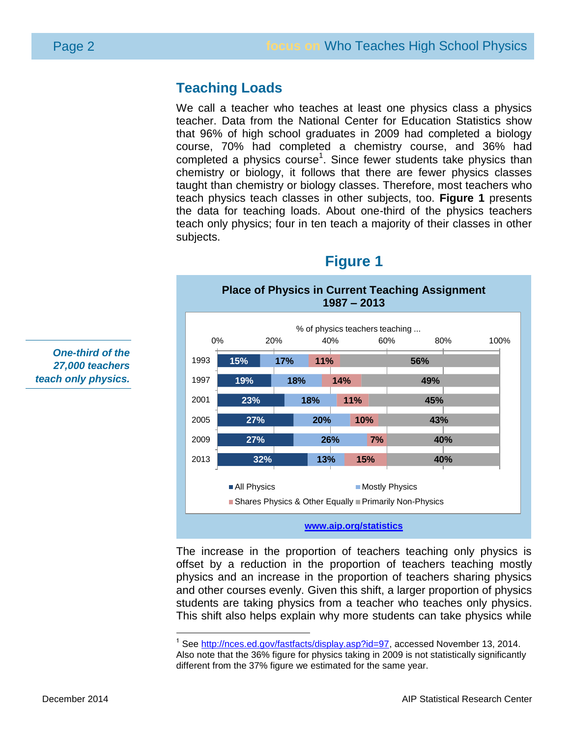## Teaching Loads

We call a teacher who teaches at least one physics class a physics teacher. Data from the National Center for Education Statistics show that 96% of high school graduates in 2009 had completed a biology course, 70% had completed a chemistry course, and 36% had completed a physics course[1]. Since fewer students take physics than chemistry or biology, it follows that there are fewer physics classes taught than chemistry or biology classes. Therefore, most teachers who teach physics teach classes in other subjects, too. **Figure 1** presents the data for teaching loads. About one-third of the physics teachers teach only physics; four in ten teach a majority of their classes in other subjects.

*One-third of the 27,000 teachers teach only physics.*

### Figure 1

**Place of Physics in Current Teaching Assignment 1987 – 2013**

% of physics teachers teaching ...

| Year | All Physics | Mostly Physics | Shares Physics & Other Equally | Primarily Non-Physics |
|---|---|---|---|---|
| 1993 | 15% | 17% | 11% | 56% |
| 1997 | 19% | 18% | 14% | 49% |
| 2001 | 23% | 18% | 11% | 45% |
| 2005 | 27% | 20% | 10% | 43% |
| 2009 | 27% | 26% | 7% | 40% |
| 2013 | 32% | 13% | 15% | 40% |

www.aip.org/statistics

The increase in the proportion of teachers teaching only physics is offset by a reduction in the proportion of teachers teaching mostly physics and an increase in the proportion of teachers sharing physics and other courses evenly. Given this shift, a larger proportion of physics students are taking physics from a teacher who teaches only physics. This shift also helps explain why more students can take physics while

---

[1] See http://nces.ed.gov/fastfacts/display.asp?id=97, accessed November 13, 2014. Also note that the 36% figure for physics taking in 2009 is not statistically significantly different from the 37% figure we estimated for the same year.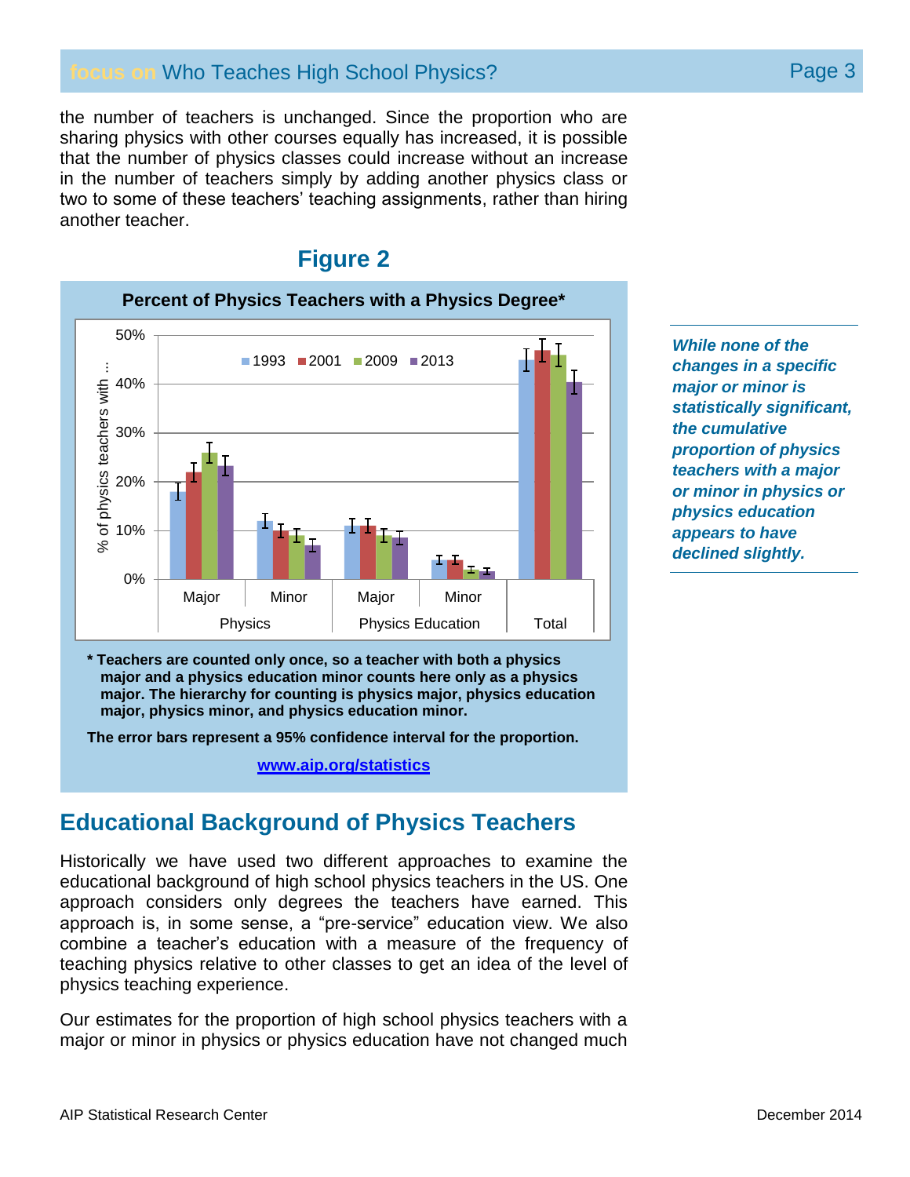the number of teachers is unchanged. Since the proportion who are sharing physics with other courses equally has increased, it is possible that the number of physics classes could increase without an increase in the number of teachers simply by adding another physics class or two to some of these teachers' teaching assignments, rather than hiring another teacher.

## Figure 2

**Percent of Physics Teachers with a Physics Degree***

**\* Teachers are counted only once, so a teacher with both a physics major and a physics education minor counts here only as a physics major. The hierarchy for counting is physics major, physics education major, physics minor, and physics education minor.**

**The error bars represent a 95% confidence interval for the proportion.**

**www.aip.org/statistics**

***While none of the changes in a specific major or minor is statistically significant, the cumulative proportion of physics teachers with a major or minor in physics or physics education appears to have declined slightly.***

## Educational Background of Physics Teachers

Historically we have used two different approaches to examine the educational background of high school physics teachers in the US. One approach considers only degrees the teachers have earned. This approach is, in some sense, a "pre-service" education view. We also combine a teacher's education with a measure of the frequency of teaching physics relative to other classes to get an idea of the level of physics teaching experience.

Our estimates for the proportion of high school physics teachers with a major or minor in physics or physics education have not changed much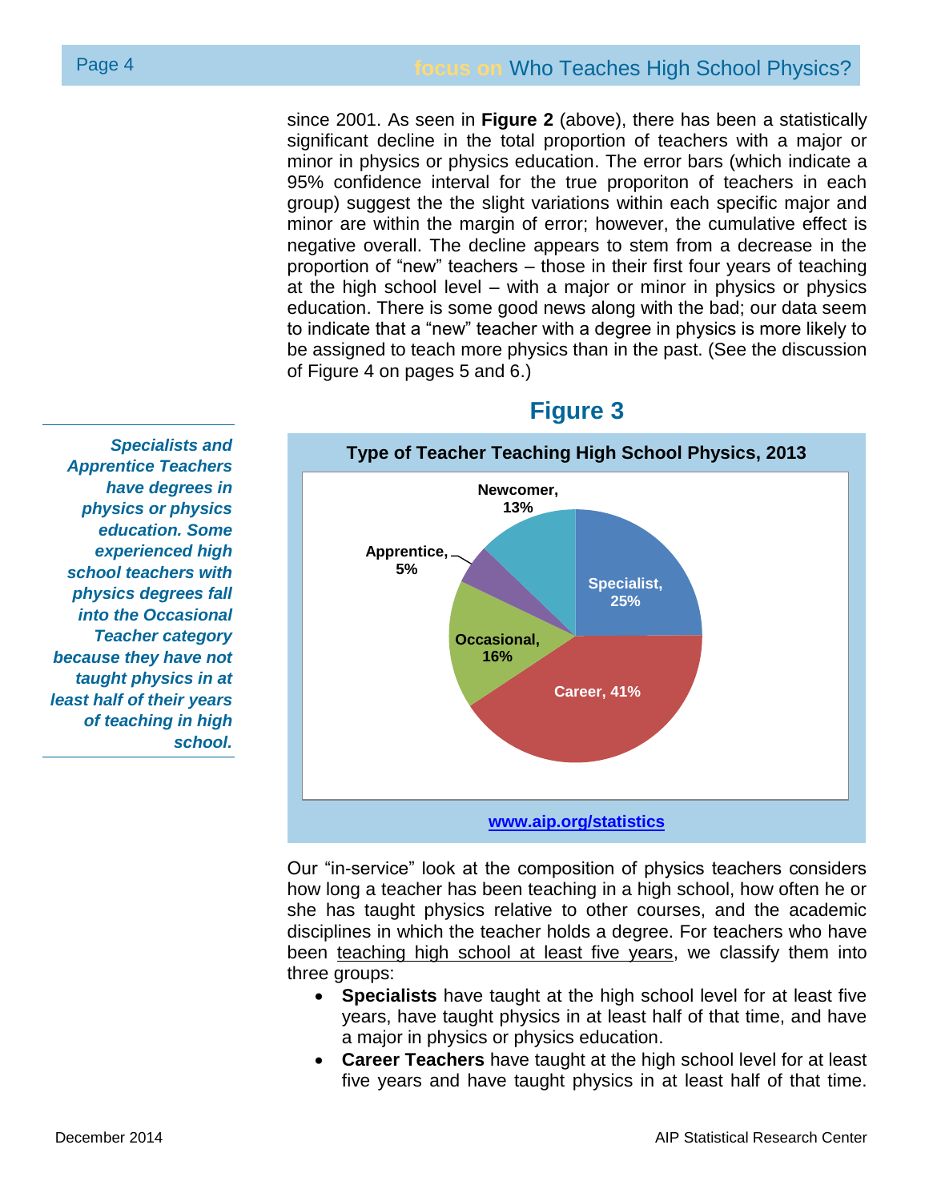since 2001. As seen in **Figure 2** (above), there has been a statistically significant decline in the total proportion of teachers with a major or minor in physics or physics education. The error bars (which indicate a 95% confidence interval for the true proporiton of teachers in each group) suggest the the slight variations within each specific major and minor are within the margin of error; however, the cumulative effect is negative overall. The decline appears to stem from a decrease in the proportion of "new" teachers – those in their first four years of teaching at the high school level – with a major or minor in physics or physics education. There is some good news along with the bad; our data seem to indicate that a "new" teacher with a degree in physics is more likely to be assigned to teach more physics than in the past. (See the discussion of Figure 4 on pages 5 and 6.)

*Specialists and Apprentice Teachers have degrees in physics or physics education. Some experienced high school teachers with physics degrees fall into the Occasional Teacher category because they have not taught physics in at least half of their years of teaching in high school.*

## Figure 3

**Type of Teacher Teaching High School Physics, 2013**

| Type | Percent |
| --- | --- |
| Specialist | 25% |
| Career | 41% |
| Occasional | 16% |
| Apprentice | 5% |
| Newcomer | 13% |

www.aip.org/statistics

Our "in-service" look at the composition of physics teachers considers how long a teacher has been teaching in a high school, how often he or she has taught physics relative to other courses, and the academic disciplines in which the teacher holds a degree. For teachers who have been teaching high school at least five years, we classify them into three groups:

- **Specialists** have taught at the high school level for at least five years, have taught physics in at least half of that time, and have a major in physics or physics education.
- **Career Teachers** have taught at the high school level for at least five years and have taught physics in at least half of that time.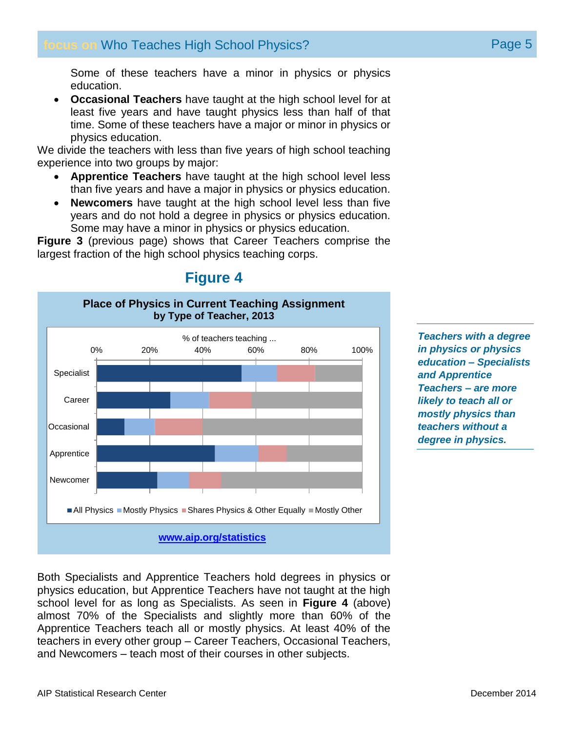Some of these teachers have a minor in physics or physics education.

- **Occasional Teachers** have taught at the high school level for at least five years and have taught physics less than half of that time. Some of these teachers have a major or minor in physics or physics education.

We divide the teachers with less than five years of high school teaching experience into two groups by major:

- **Apprentice Teachers** have taught at the high school level less than five years and have a major in physics or physics education.
- **Newcomers** have taught at the high school level less than five years and do not hold a degree in physics or physics education. Some may have a minor in physics or physics education.

**Figure 3** (previous page) shows that Career Teachers comprise the largest fraction of the high school physics teaching corps.

## Figure 4

**Place of Physics in Current Teaching Assignment**
**by Type of Teacher, 2013**

% of teachers teaching ...

Specialist, Career, Occasional, Apprentice, Newcomer

■ All Physics ■ Mostly Physics ■ Shares Physics & Other Equally ■ Mostly Other

www.aip.org/statistics

***Teachers with a degree in physics or physics education – Specialists and Apprentice Teachers – are more likely to teach all or mostly physics than teachers without a degree in physics.***

Both Specialists and Apprentice Teachers hold degrees in physics or physics education, but Apprentice Teachers have not taught at the high school level for as long as Specialists. As seen in **Figure 4** (above) almost 70% of the Specialists and slightly more than 60% of the Apprentice Teachers teach all or mostly physics. At least 40% of the teachers in every other group – Career Teachers, Occasional Teachers, and Newcomers – teach most of their courses in other subjects.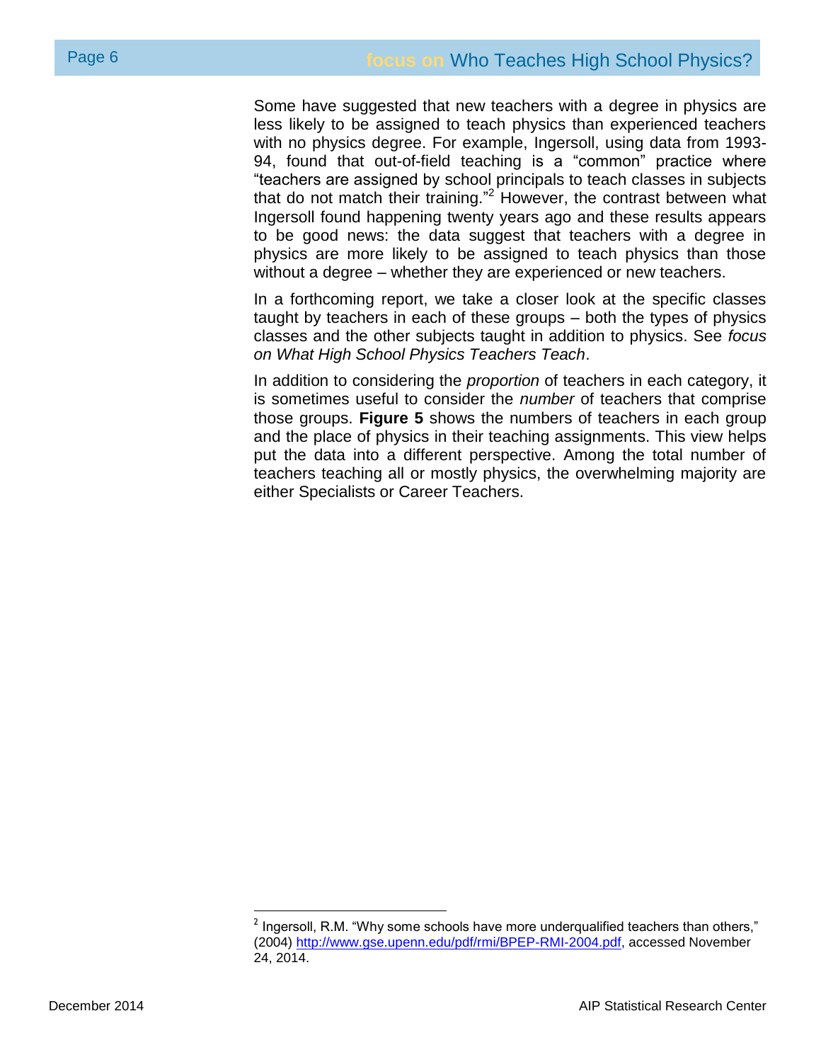Some have suggested that new teachers with a degree in physics are less likely to be assigned to teach physics than experienced teachers with no physics degree. For example, Ingersoll, using data from 1993-94, found that out-of-field teaching is a "common" practice where "teachers are assigned by school principals to teach classes in subjects that do not match their training."[2] However, the contrast between what Ingersoll found happening twenty years ago and these results appears to be good news: the data suggest that teachers with a degree in physics are more likely to be assigned to teach physics than those without a degree – whether they are experienced or new teachers.

In a forthcoming report, we take a closer look at the specific classes taught by teachers in each of these groups – both the types of physics classes and the other subjects taught in addition to physics. See *focus on What High School Physics Teachers Teach*.

In addition to considering the *proportion* of teachers in each category, it is sometimes useful to consider the *number* of teachers that comprise those groups. **Figure 5** shows the numbers of teachers in each group and the place of physics in their teaching assignments. This view helps put the data into a different perspective. Among the total number of teachers teaching all or mostly physics, the overwhelming majority are either Specialists or Career Teachers.

---

[2] Ingersoll, R.M. "Why some schools have more underqualified teachers than others," (2004) http://www.gse.upenn.edu/pdf/rmi/BPEP-RMI-2004.pdf, accessed November 24, 2014.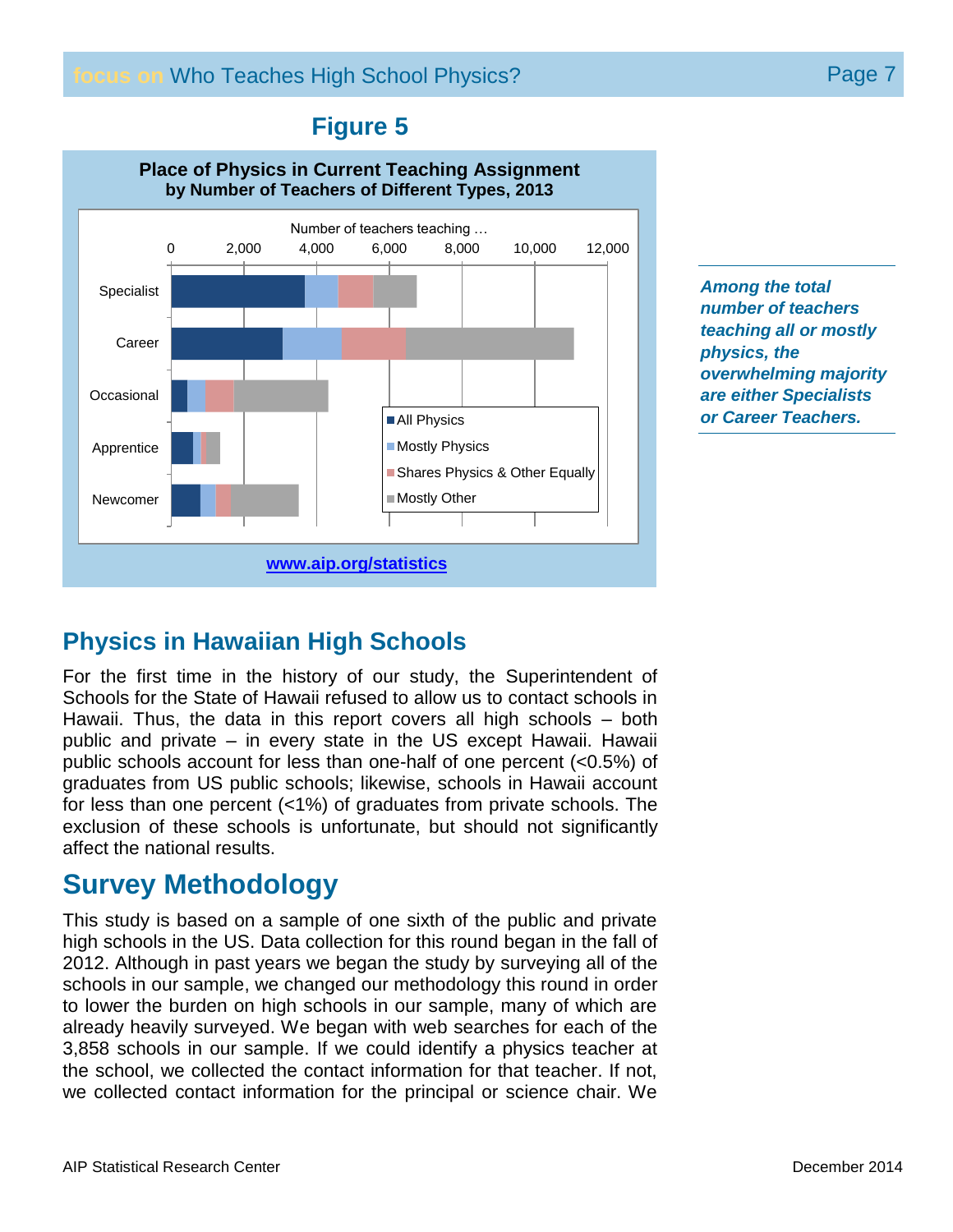## Figure 5

**Place of Physics in Current Teaching Assignment by Number of Teachers of Different Types, 2013**

Number of teachers teaching …

Categories: Specialist, Career, Occasional, Apprentice, Newcomer

Legend: All Physics, Mostly Physics, Shares Physics & Other Equally, Mostly Other

www.aip.org/statistics

***Among the total number of teachers teaching all or mostly physics, the overwhelming majority are either Specialists or Career Teachers.***

## Physics in Hawaiian High Schools

For the first time in the history of our study, the Superintendent of Schools for the State of Hawaii refused to allow us to contact schools in Hawaii. Thus, the data in this report covers all high schools – both public and private – in every state in the US except Hawaii. Hawaii public schools account for less than one-half of one percent (<0.5%) of graduates from US public schools; likewise, schools in Hawaii account for less than one percent (<1%) of graduates from private schools. The exclusion of these schools is unfortunate, but should not significantly affect the national results.

## Survey Methodology

This study is based on a sample of one sixth of the public and private high schools in the US. Data collection for this round began in the fall of 2012. Although in past years we began the study by surveying all of the schools in our sample, we changed our methodology this round in order to lower the burden on high schools in our sample, many of which are already heavily surveyed. We began with web searches for each of the 3,858 schools in our sample. If we could identify a physics teacher at the school, we collected the contact information for that teacher. If not, we collected contact information for the principal or science chair. We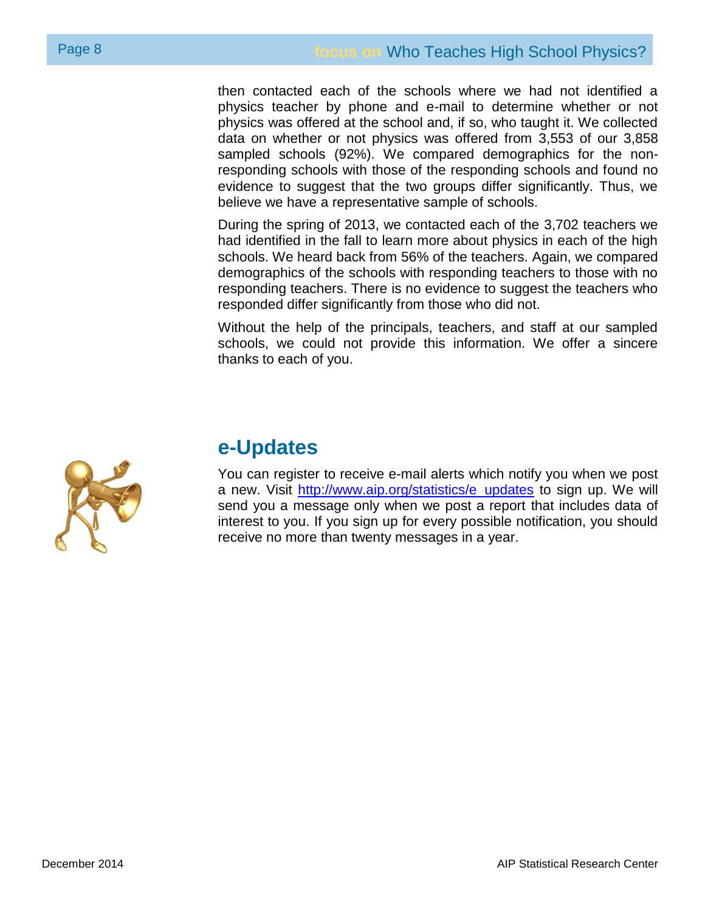then contacted each of the schools where we had not identified a physics teacher by phone and e-mail to determine whether or not physics was offered at the school and, if so, who taught it. We collected data on whether or not physics was offered from 3,553 of our 3,858 sampled schools (92%). We compared demographics for the non-responding schools with those of the responding schools and found no evidence to suggest that the two groups differ significantly. Thus, we believe we have a representative sample of schools.

During the spring of 2013, we contacted each of the 3,702 teachers we had identified in the fall to learn more about physics in each of the high schools. We heard back from 56% of the teachers. Again, we compared demographics of the schools with responding teachers to those with no responding teachers. There is no evidence to suggest the teachers who responded differ significantly from those who did not.

Without the help of the principals, teachers, and staff at our sampled schools, we could not provide this information. We offer a sincere thanks to each of you.

## e-Updates

You can register to receive e-mail alerts which notify you when we post a new. Visit http://www.aip.org/statistics/e_updates to sign up. We will send you a message only when we post a report that includes data of interest to you. If you sign up for every possible notification, you should receive no more than twenty messages in a year.